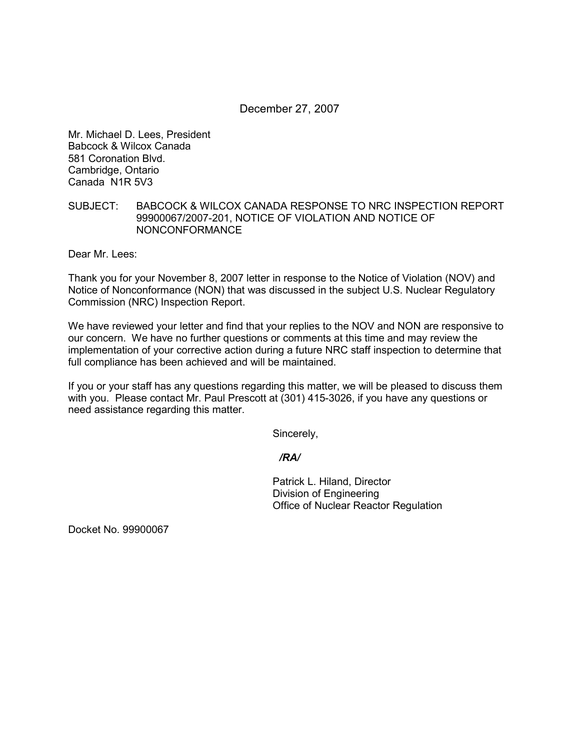December 27, 2007

Mr. Michael D. Lees, President
Babcock & Wilcox Canada
581 Coronation Blvd.
Cambridge, Ontario
Canada N1R 5V3

SUBJECT: BABCOCK & WILCOX CANADA RESPONSE TO NRC INSPECTION REPORT 99900067/2007-201, NOTICE OF VIOLATION AND NOTICE OF NONCONFORMANCE

Dear Mr. Lees:

Thank you for your November 8, 2007 letter in response to the Notice of Violation (NOV) and Notice of Nonconformance (NON) that was discussed in the subject U.S. Nuclear Regulatory Commission (NRC) Inspection Report.

We have reviewed your letter and find that your replies to the NOV and NON are responsive to our concern. We have no further questions or comments at this time and may review the implementation of your corrective action during a future NRC staff inspection to determine that full compliance has been achieved and will be maintained.

If you or your staff has any questions regarding this matter, we will be pleased to discuss them with you. Please contact Mr. Paul Prescott at (301) 415-3026, if you have any questions or need assistance regarding this matter.

Sincerely,

*/RA/*

Patrick L. Hiland, Director
Division of Engineering
Office of Nuclear Reactor Regulation

Docket No. 99900067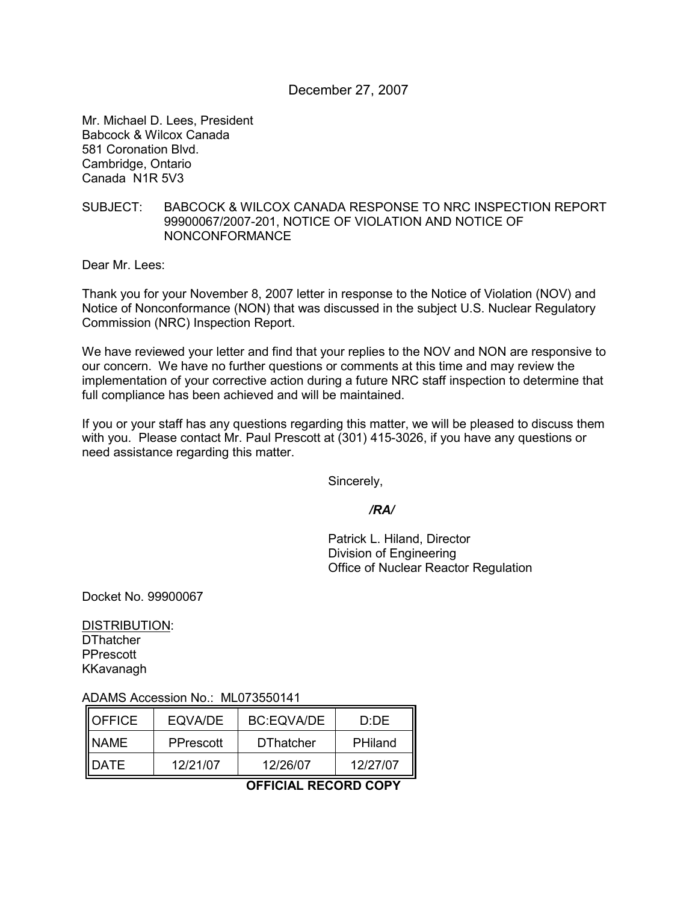December 27, 2007

Mr. Michael D. Lees, President
Babcock & Wilcox Canada
581 Coronation Blvd.
Cambridge, Ontario
Canada N1R 5V3

SUBJECT: BABCOCK & WILCOX CANADA RESPONSE TO NRC INSPECTION REPORT 99900067/2007-201, NOTICE OF VIOLATION AND NOTICE OF NONCONFORMANCE

Dear Mr. Lees:

Thank you for your November 8, 2007 letter in response to the Notice of Violation (NOV) and Notice of Nonconformance (NON) that was discussed in the subject U.S. Nuclear Regulatory Commission (NRC) Inspection Report.

We have reviewed your letter and find that your replies to the NOV and NON are responsive to our concern. We have no further questions or comments at this time and may review the implementation of your corrective action during a future NRC staff inspection to determine that full compliance has been achieved and will be maintained.

If you or your staff has any questions regarding this matter, we will be pleased to discuss them with you. Please contact Mr. Paul Prescott at (301) 415-3026, if you have any questions or need assistance regarding this matter.

Sincerely,

***/RA/***

Patrick L. Hiland, Director
Division of Engineering
Office of Nuclear Reactor Regulation

Docket No. 99900067

DISTRIBUTION:
DThatcher
PPrescott
KKavanagh

ADAMS Accession No.: ML073550141

| OFFICE | EQVA/DE | BC:EQVA/DE | D:DE |
|---|---|---|---|
| NAME | PPrescott | DThatcher | PHiland |
| DATE | 12/21/07 | 12/26/07 | 12/27/07 |

**OFFICIAL RECORD COPY**